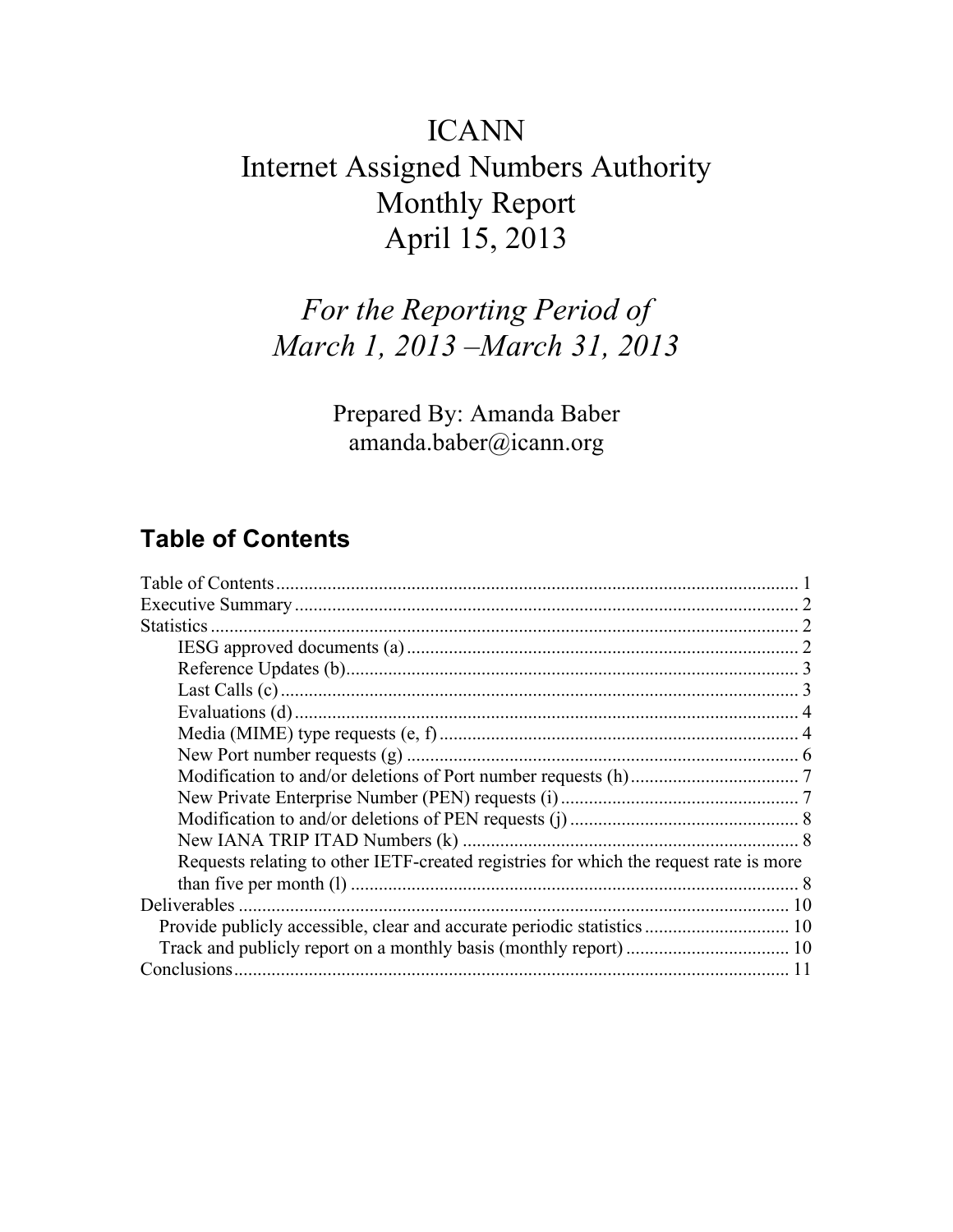# ICANN
# Internet Assigned Numbers Authority
# Monthly Report
# April 15, 2013

## *For the Reporting Period of March 1, 2013 –March 31, 2013*

Prepared By: Amanda Baber
amanda.baber@icann.org

## Table of Contents

- Table of Contents ........................................................................................................... 1
- Executive Summary ....................................................................................................... 2
- Statistics ........................................................................................................................ 2
  - IESG approved documents (a) ................................................................................ 2
  - Reference Updates (b)............................................................................................. 3
  - Last Calls (c) ........................................................................................................... 3
  - Evaluations (d) ........................................................................................................ 4
  - Media (MIME) type requests (e, f) .......................................................................... 4
  - New Port number requests (g) ................................................................................ 6
  - Modification to and/or deletions of Port number requests (h) ................................. 7
  - New Private Enterprise Number (PEN) requests (i) ................................................. 7
  - Modification to and/or deletions of PEN requests (j) ............................................... 8
  - New IANA TRIP ITAD Numbers (k) ...................................................................... 8
  - Requests relating to other IETF-created registries for which the request rate is more than five per month (l) .............................................................................................. 8
- Deliverables ................................................................................................................. 10
  - Provide publicly accessible, clear and accurate periodic statistics .............................. 10
  - Track and publicly report on a monthly basis (monthly report) .................................. 10
- Conclusions .................................................................................................................. 11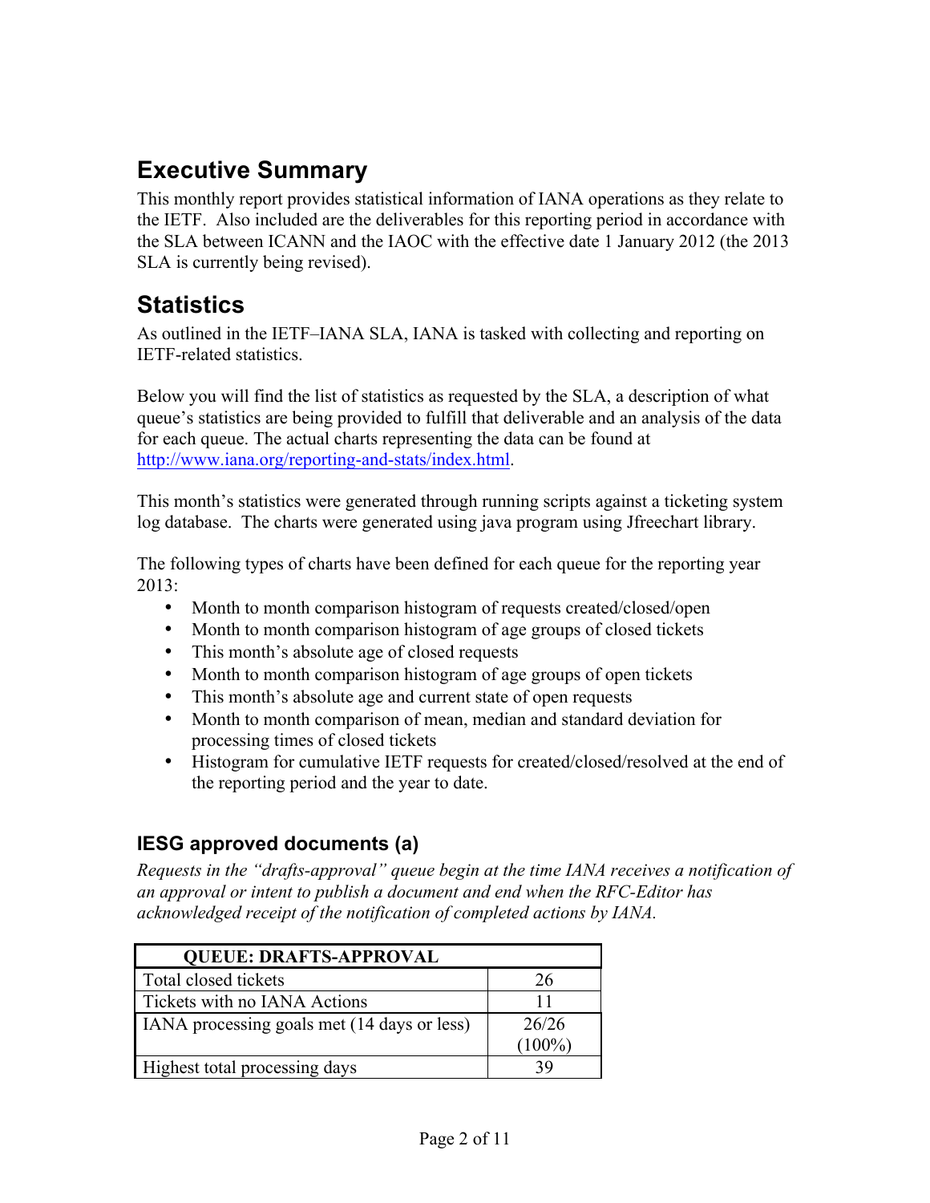# Executive Summary

This monthly report provides statistical information of IANA operations as they relate to the IETF. Also included are the deliverables for this reporting period in accordance with the SLA between ICANN and the IAOC with the effective date 1 January 2012 (the 2013 SLA is currently being revised).

# Statistics

As outlined in the IETF–IANA SLA, IANA is tasked with collecting and reporting on IETF-related statistics.

Below you will find the list of statistics as requested by the SLA, a description of what queue's statistics are being provided to fulfill that deliverable and an analysis of the data for each queue. The actual charts representing the data can be found at http://www.iana.org/reporting-and-stats/index.html.

This month's statistics were generated through running scripts against a ticketing system log database. The charts were generated using java program using Jfreechart library.

The following types of charts have been defined for each queue for the reporting year 2013:

- Month to month comparison histogram of requests created/closed/open
- Month to month comparison histogram of age groups of closed tickets
- This month's absolute age of closed requests
- Month to month comparison histogram of age groups of open tickets
- This month's absolute age and current state of open requests
- Month to month comparison of mean, median and standard deviation for processing times of closed tickets
- Histogram for cumulative IETF requests for created/closed/resolved at the end of the reporting period and the year to date.

## IESG approved documents (a)

*Requests in the "drafts-approval" queue begin at the time IANA receives a notification of an approval or intent to publish a document and end when the RFC-Editor has acknowledged receipt of the notification of completed actions by IANA.*

| QUEUE: DRAFTS-APPROVAL | |
|---|---|
| Total closed tickets | 26 |
| Tickets with no IANA Actions | 11 |
| IANA processing goals met (14 days or less) | 26/26 (100%) |
| Highest total processing days | 39 |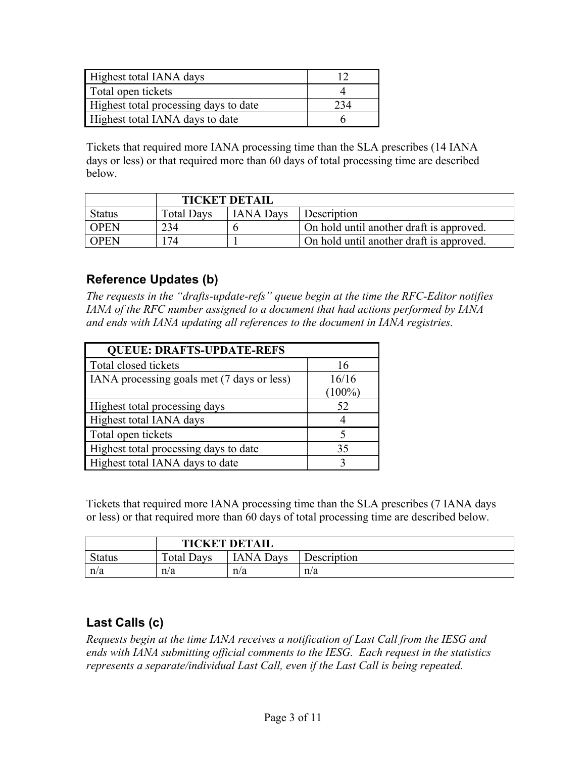| | |
|---|---|
| Highest total IANA days | 12 |
| Total open tickets | 4 |
| Highest total processing days to date | 234 |
| Highest total IANA days to date | 6 |

Tickets that required more IANA processing time than the SLA prescribes (14 IANA days or less) or that required more than 60 days of total processing time are described below.

| | TICKET DETAIL | | |
|---|---|---|---|
| Status | Total Days | IANA Days | Description |
| OPEN | 234 | 6 | On hold until another draft is approved. |
| OPEN | 174 | 1 | On hold until another draft is approved. |

## Reference Updates (b)

*The requests in the "drafts-update-refs" queue begin at the time the RFC-Editor notifies IANA of the RFC number assigned to a document that had actions performed by IANA and ends with IANA updating all references to the document in IANA registries.*

| QUEUE: DRAFTS-UPDATE-REFS | |
|---|---|
| Total closed tickets | 16 |
| IANA processing goals met (7 days or less) | 16/16 (100%) |
| Highest total processing days | 52 |
| Highest total IANA days | 4 |
| Total open tickets | 5 |
| Highest total processing days to date | 35 |
| Highest total IANA days to date | 3 |

Tickets that required more IANA processing time than the SLA prescribes (7 IANA days or less) or that required more than 60 days of total processing time are described below.

| | TICKET DETAIL | | |
|---|---|---|---|
| Status | Total Days | IANA Days | Description |
| n/a | n/a | n/a | n/a |

## Last Calls (c)

*Requests begin at the time IANA receives a notification of Last Call from the IESG and ends with IANA submitting official comments to the IESG. Each request in the statistics represents a separate/individual Last Call, even if the Last Call is being repeated.*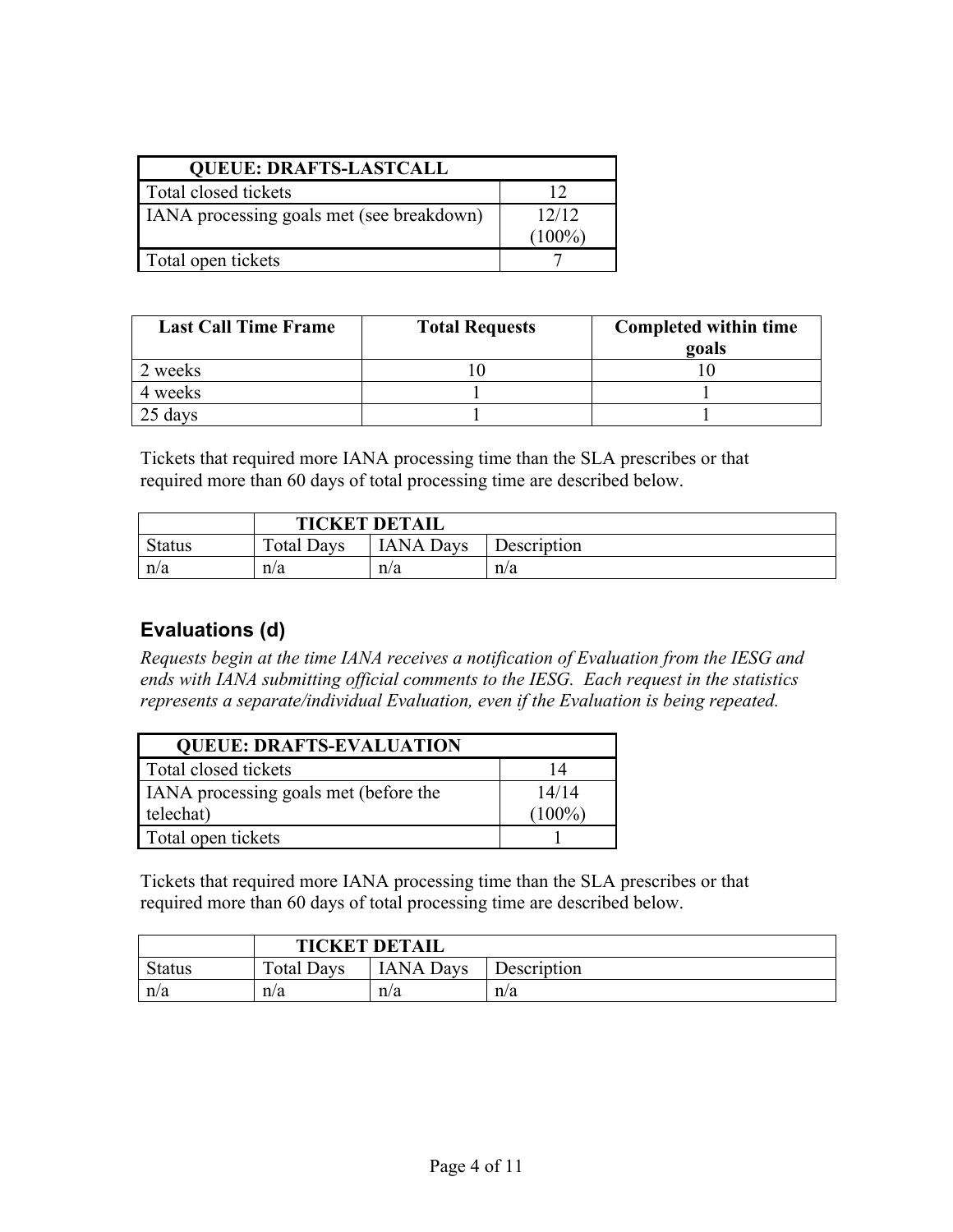| QUEUE: DRAFTS-LASTCALL | |
|---|---|
| Total closed tickets | 12 |
| IANA processing goals met (see breakdown) | 12/12 (100%) |
| Total open tickets | 7 |

| Last Call Time Frame | Total Requests | Completed within time goals |
|---|---|---|
| 2 weeks | 10 | 10 |
| 4 weeks | 1 | 1 |
| 25 days | 1 | 1 |

Tickets that required more IANA processing time than the SLA prescribes or that required more than 60 days of total processing time are described below.

| | TICKET DETAIL | | |
|---|---|---|---|
| Status | Total Days | IANA Days | Description |
| n/a | n/a | n/a | n/a |

## Evaluations (d)

*Requests begin at the time IANA receives a notification of Evaluation from the IESG and ends with IANA submitting official comments to the IESG. Each request in the statistics represents a separate/individual Evaluation, even if the Evaluation is being repeated.*

| QUEUE: DRAFTS-EVALUATION | |
|---|---|
| Total closed tickets | 14 |
| IANA processing goals met (before the telechat) | 14/14 (100%) |
| Total open tickets | 1 |

Tickets that required more IANA processing time than the SLA prescribes or that required more than 60 days of total processing time are described below.

| | TICKET DETAIL | | |
|---|---|---|---|
| Status | Total Days | IANA Days | Description |
| n/a | n/a | n/a | n/a |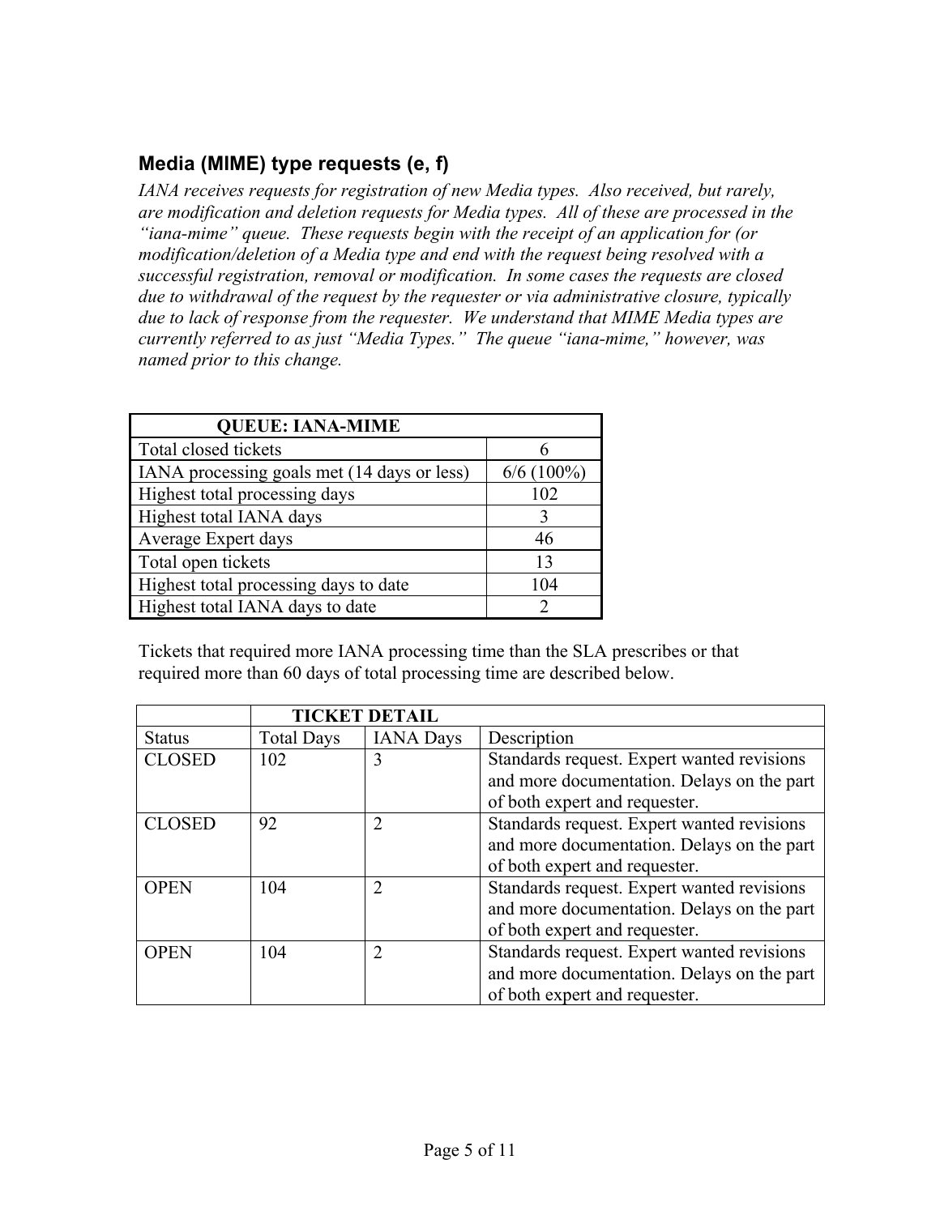## Media (MIME) type requests (e, f)

*IANA receives requests for registration of new Media types. Also received, but rarely, are modification and deletion requests for Media types. All of these are processed in the "iana-mime" queue. These requests begin with the receipt of an application for (or modification/deletion of a Media type and end with the request being resolved with a successful registration, removal or modification. In some cases the requests are closed due to withdrawal of the request by the requester or via administrative closure, typically due to lack of response from the requester. We understand that MIME Media types are currently referred to as just "Media Types." The queue "iana-mime," however, was named prior to this change.*

| QUEUE: IANA-MIME | |
|---|---|
| Total closed tickets | 6 |
| IANA processing goals met (14 days or less) | 6/6 (100%) |
| Highest total processing days | 102 |
| Highest total IANA days | 3 |
| Average Expert days | 46 |
| Total open tickets | 13 |
| Highest total processing days to date | 104 |
| Highest total IANA days to date | 2 |

Tickets that required more IANA processing time than the SLA prescribes or that required more than 60 days of total processing time are described below.

| | TICKET DETAIL | | |
|---|---|---|---|
| Status | Total Days | IANA Days | Description |
| CLOSED | 102 | 3 | Standards request. Expert wanted revisions and more documentation. Delays on the part of both expert and requester. |
| CLOSED | 92 | 2 | Standards request. Expert wanted revisions and more documentation. Delays on the part of both expert and requester. |
| OPEN | 104 | 2 | Standards request. Expert wanted revisions and more documentation. Delays on the part of both expert and requester. |
| OPEN | 104 | 2 | Standards request. Expert wanted revisions and more documentation. Delays on the part of both expert and requester. |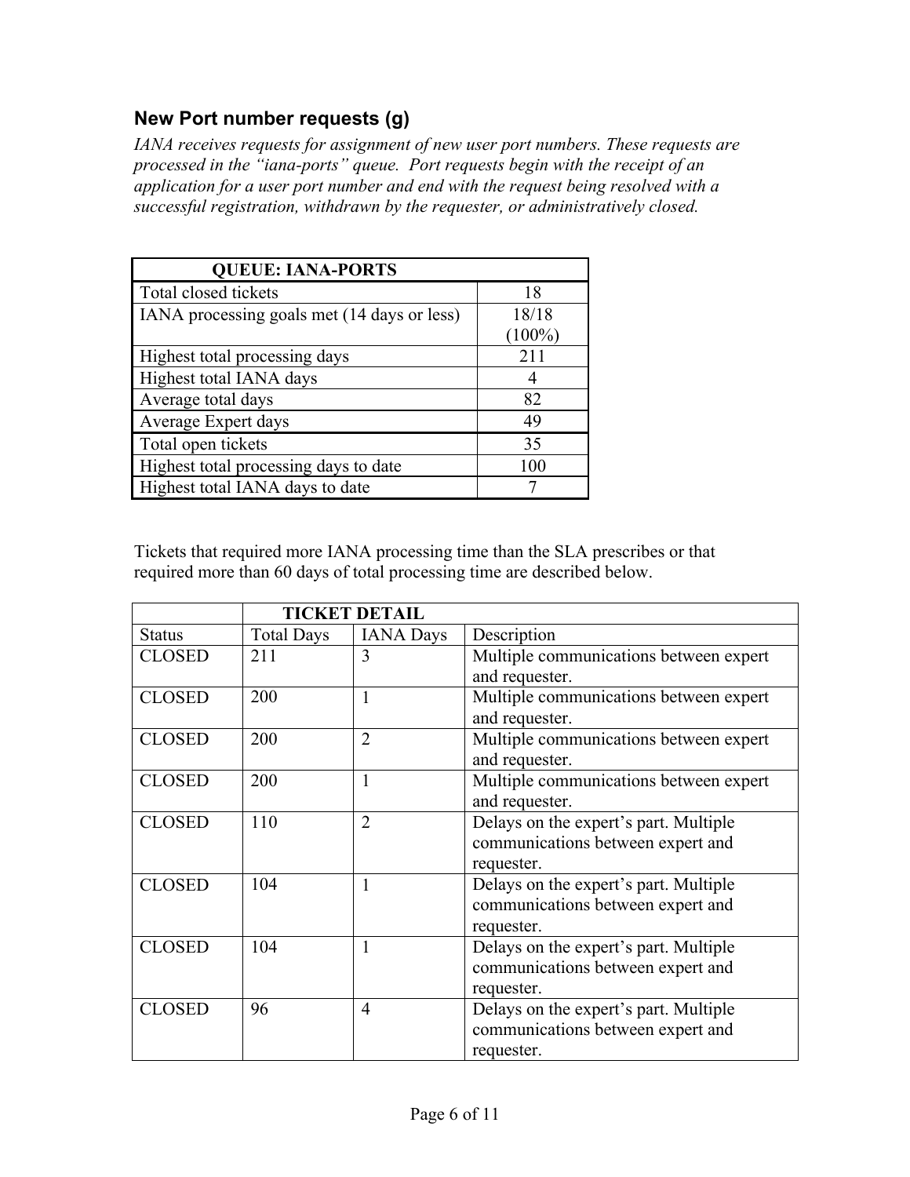## New Port number requests (g)

*IANA receives requests for assignment of new user port numbers. These requests are processed in the "iana-ports" queue. Port requests begin with the receipt of an application for a user port number and end with the request being resolved with a successful registration, withdrawn by the requester, or administratively closed.*

| QUEUE: IANA-PORTS | |
|---|---|
| Total closed tickets | 18 |
| IANA processing goals met (14 days or less) | 18/18 (100%) |
| Highest total processing days | 211 |
| Highest total IANA days | 4 |
| Average total days | 82 |
| Average Expert days | 49 |
| Total open tickets | 35 |
| Highest total processing days to date | 100 |
| Highest total IANA days to date | 7 |

Tickets that required more IANA processing time than the SLA prescribes or that required more than 60 days of total processing time are described below.

| | TICKET DETAIL | | |
|---|---|---|---|
| Status | Total Days | IANA Days | Description |
| CLOSED | 211 | 3 | Multiple communications between expert and requester. |
| CLOSED | 200 | 1 | Multiple communications between expert and requester. |
| CLOSED | 200 | 2 | Multiple communications between expert and requester. |
| CLOSED | 200 | 1 | Multiple communications between expert and requester. |
| CLOSED | 110 | 2 | Delays on the expert's part. Multiple communications between expert and requester. |
| CLOSED | 104 | 1 | Delays on the expert's part. Multiple communications between expert and requester. |
| CLOSED | 104 | 1 | Delays on the expert's part. Multiple communications between expert and requester. |
| CLOSED | 96 | 4 | Delays on the expert's part. Multiple communications between expert and requester. |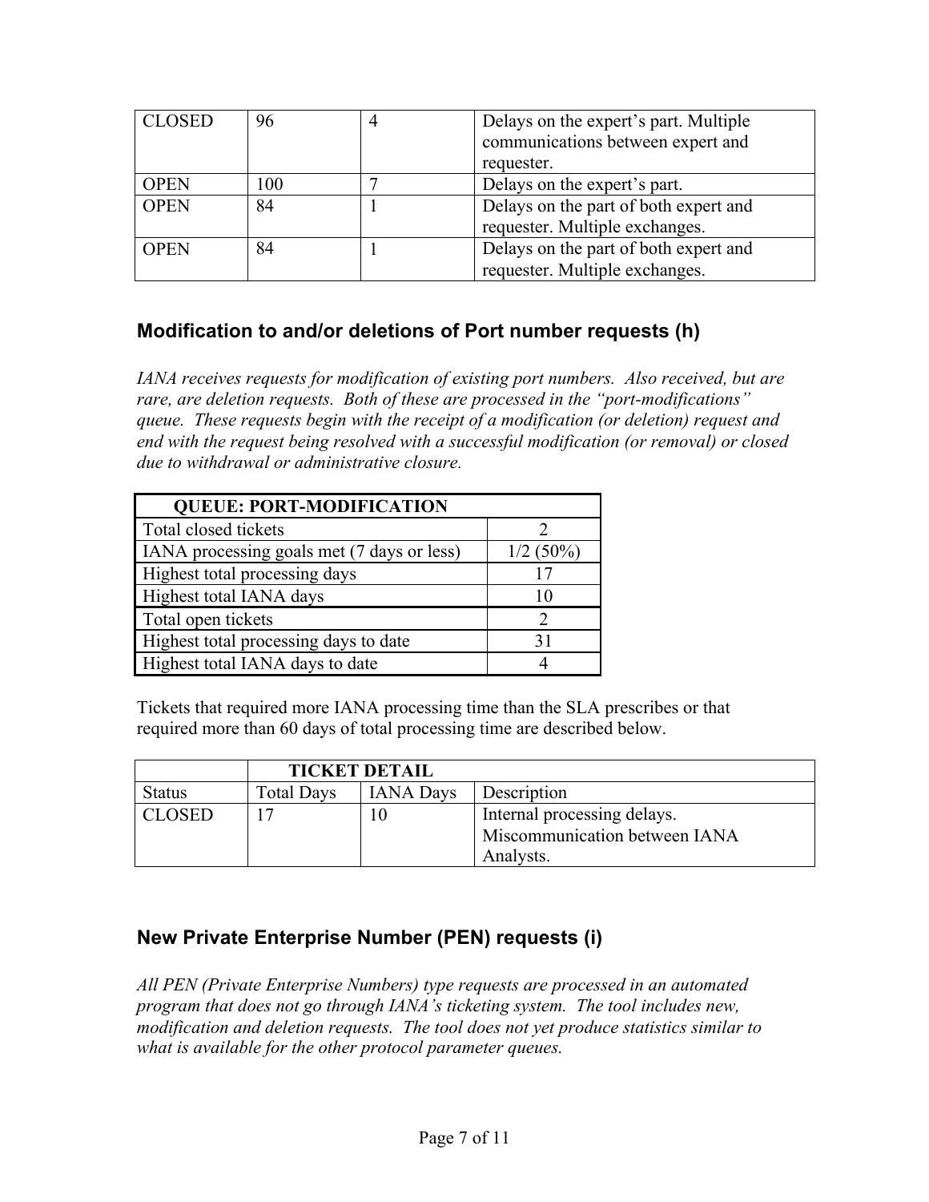| CLOSED | 96 | 4 | Delays on the expert's part. Multiple communications between expert and requester. |
|---|---|---|---|
| OPEN | 100 | 7 | Delays on the expert's part. |
| OPEN | 84 | 1 | Delays on the part of both expert and requester. Multiple exchanges. |
| OPEN | 84 | 1 | Delays on the part of both expert and requester. Multiple exchanges. |

## Modification to and/or deletions of Port number requests (h)

*IANA receives requests for modification of existing port numbers. Also received, but are rare, are deletion requests. Both of these are processed in the "port-modifications" queue. These requests begin with the receipt of a modification (or deletion) request and end with the request being resolved with a successful modification (or removal) or closed due to withdrawal or administrative closure.*

| QUEUE: PORT-MODIFICATION | |
|---|---|
| Total closed tickets | 2 |
| IANA processing goals met (7 days or less) | 1/2 (50%) |
| Highest total processing days | 17 |
| Highest total IANA days | 10 |
| Total open tickets | 2 |
| Highest total processing days to date | 31 |
| Highest total IANA days to date | 4 |

Tickets that required more IANA processing time than the SLA prescribes or that required more than 60 days of total processing time are described below.

| | TICKET DETAIL | | |
|---|---|---|---|
| Status | Total Days | IANA Days | Description |
| CLOSED | 17 | 10 | Internal processing delays. Miscommunication between IANA Analysts. |

## New Private Enterprise Number (PEN) requests (i)

*All PEN (Private Enterprise Numbers) type requests are processed in an automated program that does not go through IANA's ticketing system. The tool includes new, modification and deletion requests. The tool does not yet produce statistics similar to what is available for the other protocol parameter queues.*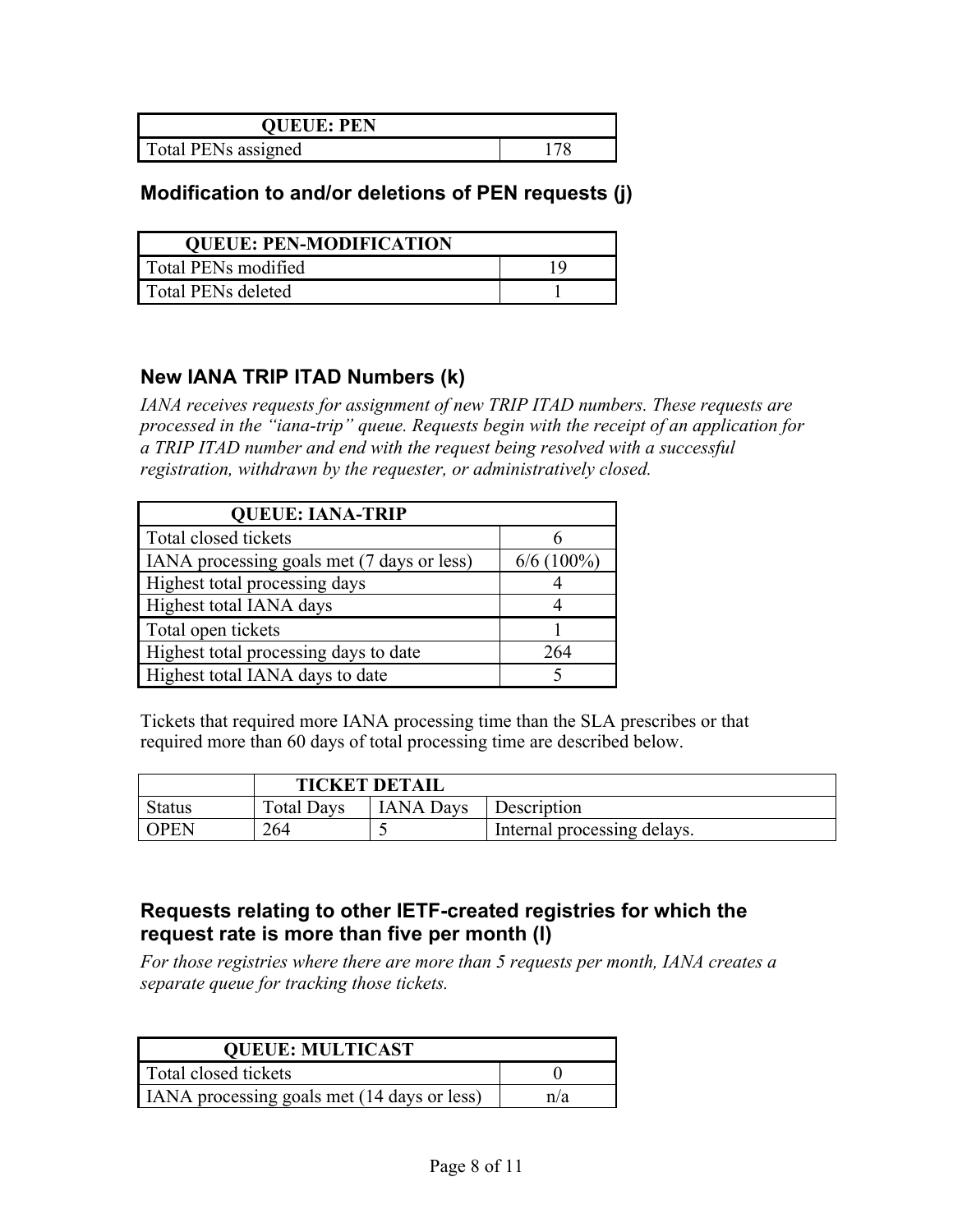| QUEUE: PEN | |
|---|---|
| Total PENs assigned | 178 |

### Modification to and/or deletions of PEN requests (j)

| QUEUE: PEN-MODIFICATION | |
|---|---|
| Total PENs modified | 19 |
| Total PENs deleted | 1 |

### New IANA TRIP ITAD Numbers (k)

*IANA receives requests for assignment of new TRIP ITAD numbers. These requests are processed in the "iana-trip" queue. Requests begin with the receipt of an application for a TRIP ITAD number and end with the request being resolved with a successful registration, withdrawn by the requester, or administratively closed.*

| QUEUE: IANA-TRIP | |
|---|---|
| Total closed tickets | 6 |
| IANA processing goals met (7 days or less) | 6/6 (100%) |
| Highest total processing days | 4 |
| Highest total IANA days | 4 |
| Total open tickets | 1 |
| Highest total processing days to date | 264 |
| Highest total IANA days to date | 5 |

Tickets that required more IANA processing time than the SLA prescribes or that required more than 60 days of total processing time are described below.

| | TICKET DETAIL | | |
|---|---|---|---|
| Status | Total Days | IANA Days | Description |
| OPEN | 264 | 5 | Internal processing delays. |

### Requests relating to other IETF-created registries for which the request rate is more than five per month (l)

*For those registries where there are more than 5 requests per month, IANA creates a separate queue for tracking those tickets.*

| QUEUE: MULTICAST | |
|---|---|
| Total closed tickets | 0 |
| IANA processing goals met (14 days or less) | n/a |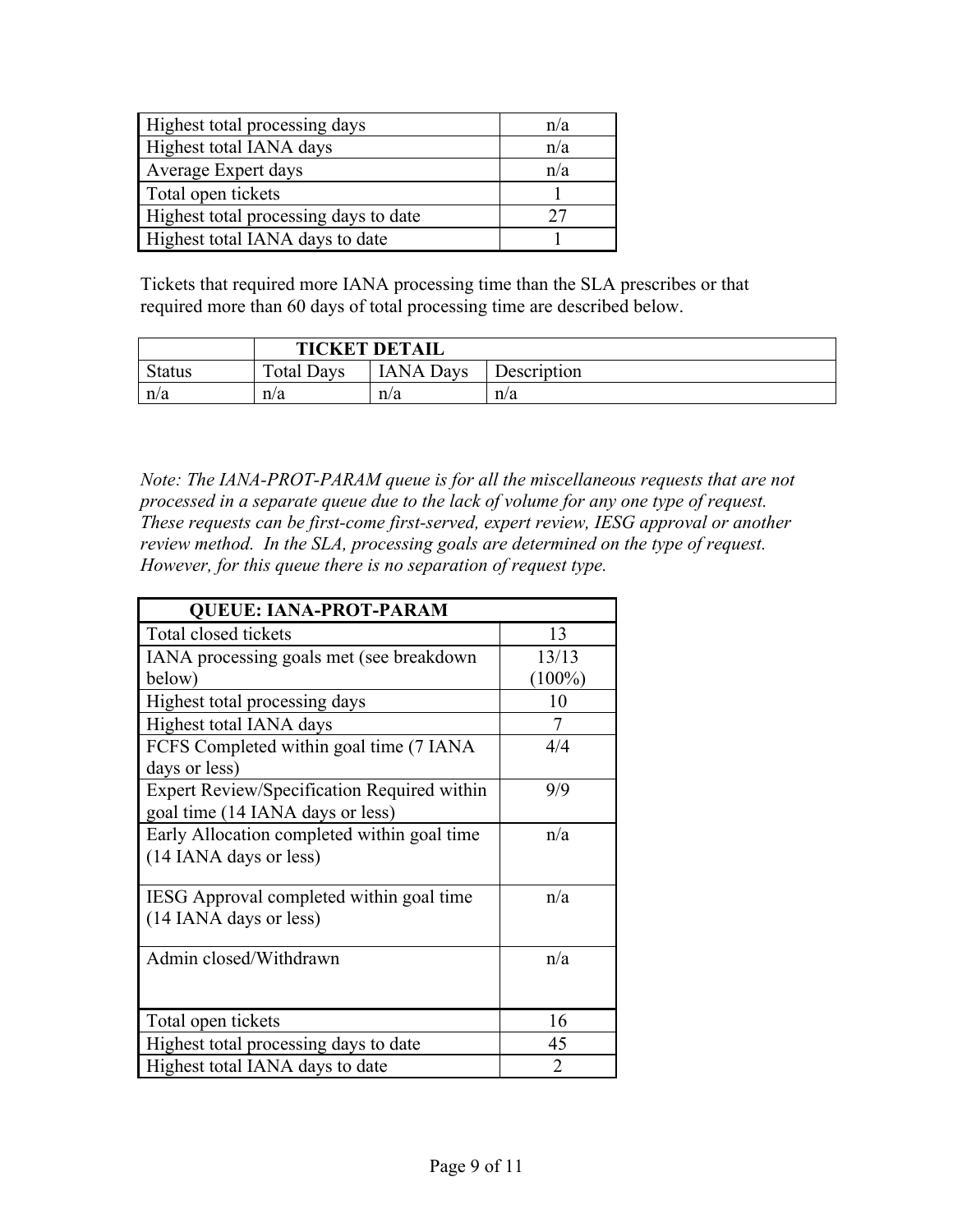| | |
|---|---|
| Highest total processing days | n/a |
| Highest total IANA days | n/a |
| Average Expert days | n/a |
| Total open tickets | 1 |
| Highest total processing days to date | 27 |
| Highest total IANA days to date | 1 |

Tickets that required more IANA processing time than the SLA prescribes or that required more than 60 days of total processing time are described below.

| | TICKET DETAIL | | |
|---|---|---|---|
| Status | Total Days | IANA Days | Description |
| n/a | n/a | n/a | n/a |

*Note: The IANA-PROT-PARAM queue is for all the miscellaneous requests that are not processed in a separate queue due to the lack of volume for any one type of request. These requests can be first-come first-served, expert review, IESG approval or another review method. In the SLA, processing goals are determined on the type of request. However, for this queue there is no separation of request type.*

| QUEUE: IANA-PROT-PARAM | |
|---|---|
| Total closed tickets | 13 |
| IANA processing goals met (see breakdown below) | 13/13 (100%) |
| Highest total processing days | 10 |
| Highest total IANA days | 7 |
| FCFS Completed within goal time (7 IANA days or less) | 4/4 |
| Expert Review/Specification Required within goal time (14 IANA days or less) | 9/9 |
| Early Allocation completed within goal time (14 IANA days or less) | n/a |
| IESG Approval completed within goal time (14 IANA days or less) | n/a |
| Admin closed/Withdrawn | n/a |
| Total open tickets | 16 |
| Highest total processing days to date | 45 |
| Highest total IANA days to date | 2 |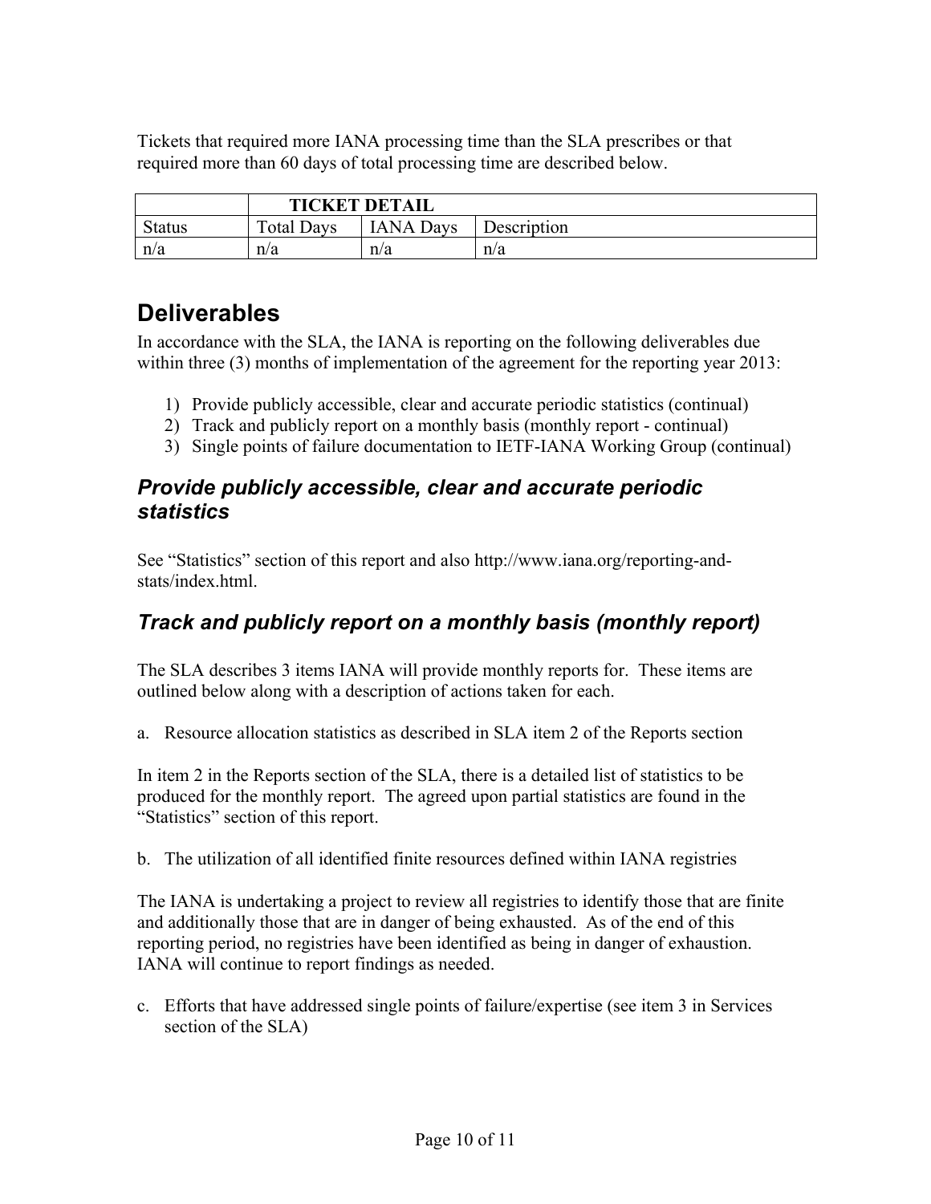Tickets that required more IANA processing time than the SLA prescribes or that required more than 60 days of total processing time are described below.

| | TICKET DETAIL | | |
|---|---|---|---|
| Status | Total Days | IANA Days | Description |
| n/a | n/a | n/a | n/a |

# Deliverables

In accordance with the SLA, the IANA is reporting on the following deliverables due within three (3) months of implementation of the agreement for the reporting year 2013:

1) Provide publicly accessible, clear and accurate periodic statistics (continual)
2) Track and publicly report on a monthly basis (monthly report - continual)
3) Single points of failure documentation to IETF-IANA Working Group (continual)

## *Provide publicly accessible, clear and accurate periodic statistics*

See "Statistics" section of this report and also http://www.iana.org/reporting-and-stats/index.html.

## *Track and publicly report on a monthly basis (monthly report)*

The SLA describes 3 items IANA will provide monthly reports for. These items are outlined below along with a description of actions taken for each.

a. Resource allocation statistics as described in SLA item 2 of the Reports section

In item 2 in the Reports section of the SLA, there is a detailed list of statistics to be produced for the monthly report. The agreed upon partial statistics are found in the "Statistics" section of this report.

b. The utilization of all identified finite resources defined within IANA registries

The IANA is undertaking a project to review all registries to identify those that are finite and additionally those that are in danger of being exhausted. As of the end of this reporting period, no registries have been identified as being in danger of exhaustion. IANA will continue to report findings as needed.

c. Efforts that have addressed single points of failure/expertise (see item 3 in Services section of the SLA)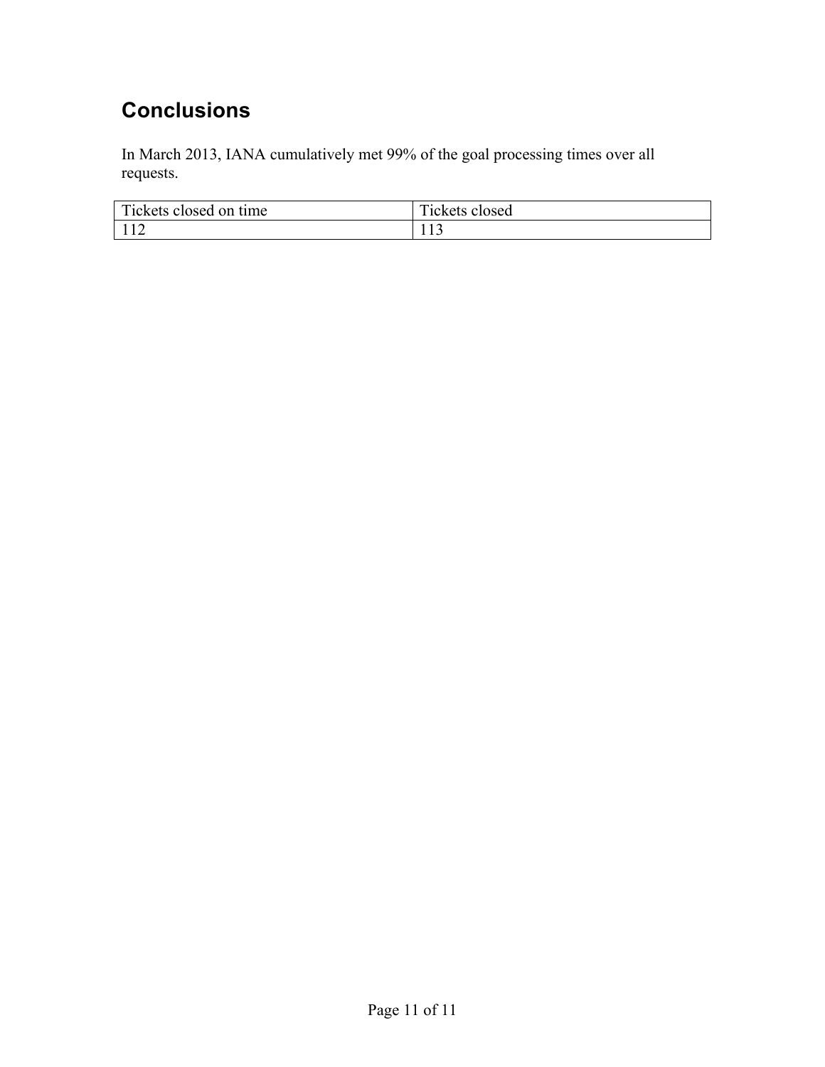## Conclusions

In March 2013, IANA cumulatively met 99% of the goal processing times over all requests.

| Tickets closed on time | Tickets closed |
| --- | --- |
| 112 | 113 |